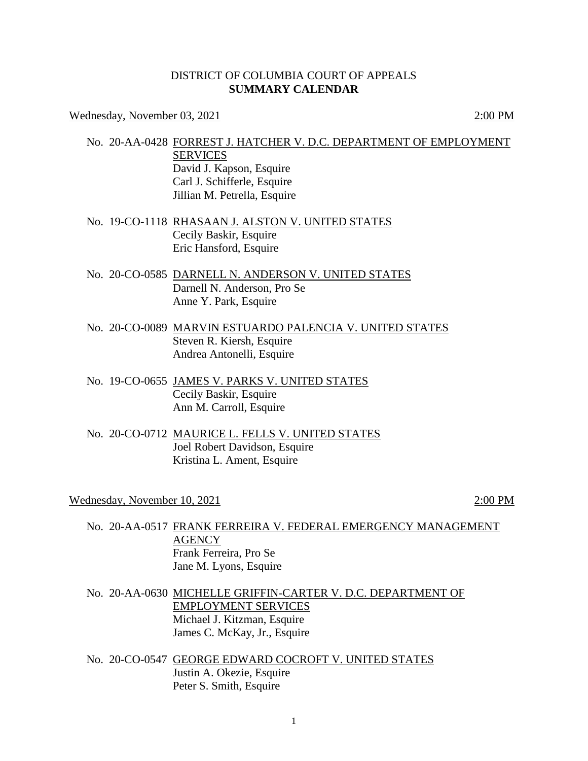# DISTRICT OF COLUMBIA COURT OF APPEALS
## SUMMARY CALENDAR

Wednesday, November 03, 2021 — 2:00 PM

No. 20-AA-0428 FORREST J. HATCHER V. D.C. DEPARTMENT OF EMPLOYMENT SERVICES
David J. Kapson, Esquire
Carl J. Schifferle, Esquire
Jillian M. Petrella, Esquire

No. 19-CO-1118 RHASAAN J. ALSTON V. UNITED STATES
Cecily Baskir, Esquire
Eric Hansford, Esquire

No. 20-CO-0585 DARNELL N. ANDERSON V. UNITED STATES
Darnell N. Anderson, Pro Se
Anne Y. Park, Esquire

No. 20-CO-0089 MARVIN ESTUARDO PALENCIA V. UNITED STATES
Steven R. Kiersh, Esquire
Andrea Antonelli, Esquire

No. 19-CO-0655 JAMES V. PARKS V. UNITED STATES
Cecily Baskir, Esquire
Ann M. Carroll, Esquire

No. 20-CO-0712 MAURICE L. FELLS V. UNITED STATES
Joel Robert Davidson, Esquire
Kristina L. Ament, Esquire

Wednesday, November 10, 2021 — 2:00 PM

No. 20-AA-0517 FRANK FERREIRA V. FEDERAL EMERGENCY MANAGEMENT AGENCY
Frank Ferreira, Pro Se
Jane M. Lyons, Esquire

No. 20-AA-0630 MICHELLE GRIFFIN-CARTER V. D.C. DEPARTMENT OF EMPLOYMENT SERVICES
Michael J. Kitzman, Esquire
James C. McKay, Jr., Esquire

No. 20-CO-0547 GEORGE EDWARD COCROFT V. UNITED STATES
Justin A. Okezie, Esquire
Peter S. Smith, Esquire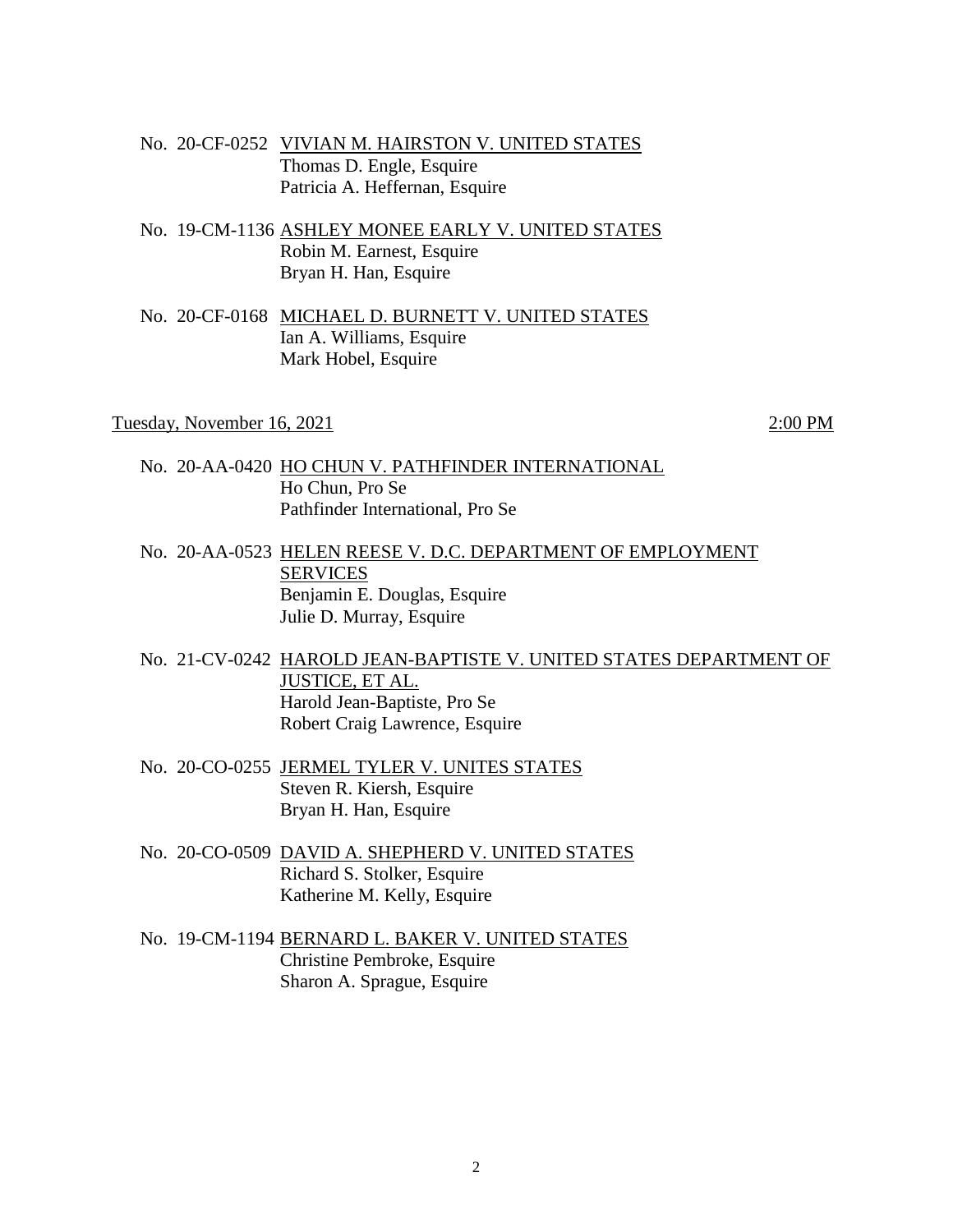No. 20-CF-0252 VIVIAN M. HAIRSTON V. UNITED STATES
Thomas D. Engle, Esquire
Patricia A. Heffernan, Esquire

No. 19-CM-1136 ASHLEY MONEE EARLY V. UNITED STATES
Robin M. Earnest, Esquire
Bryan H. Han, Esquire

No. 20-CF-0168 MICHAEL D. BURNETT V. UNITED STATES
Ian A. Williams, Esquire
Mark Hobel, Esquire

Tuesday, November 16, 2021 2:00 PM

No. 20-AA-0420 HO CHUN V. PATHFINDER INTERNATIONAL
Ho Chun, Pro Se
Pathfinder International, Pro Se

No. 20-AA-0523 HELEN REESE V. D.C. DEPARTMENT OF EMPLOYMENT SERVICES
Benjamin E. Douglas, Esquire
Julie D. Murray, Esquire

No. 21-CV-0242 HAROLD JEAN-BAPTISTE V. UNITED STATES DEPARTMENT OF JUSTICE, ET AL.
Harold Jean-Baptiste, Pro Se
Robert Craig Lawrence, Esquire

No. 20-CO-0255 JERMEL TYLER V. UNITES STATES
Steven R. Kiersh, Esquire
Bryan H. Han, Esquire

No. 20-CO-0509 DAVID A. SHEPHERD V. UNITED STATES
Richard S. Stolker, Esquire
Katherine M. Kelly, Esquire

No. 19-CM-1194 BERNARD L. BAKER V. UNITED STATES
Christine Pembroke, Esquire
Sharon A. Sprague, Esquire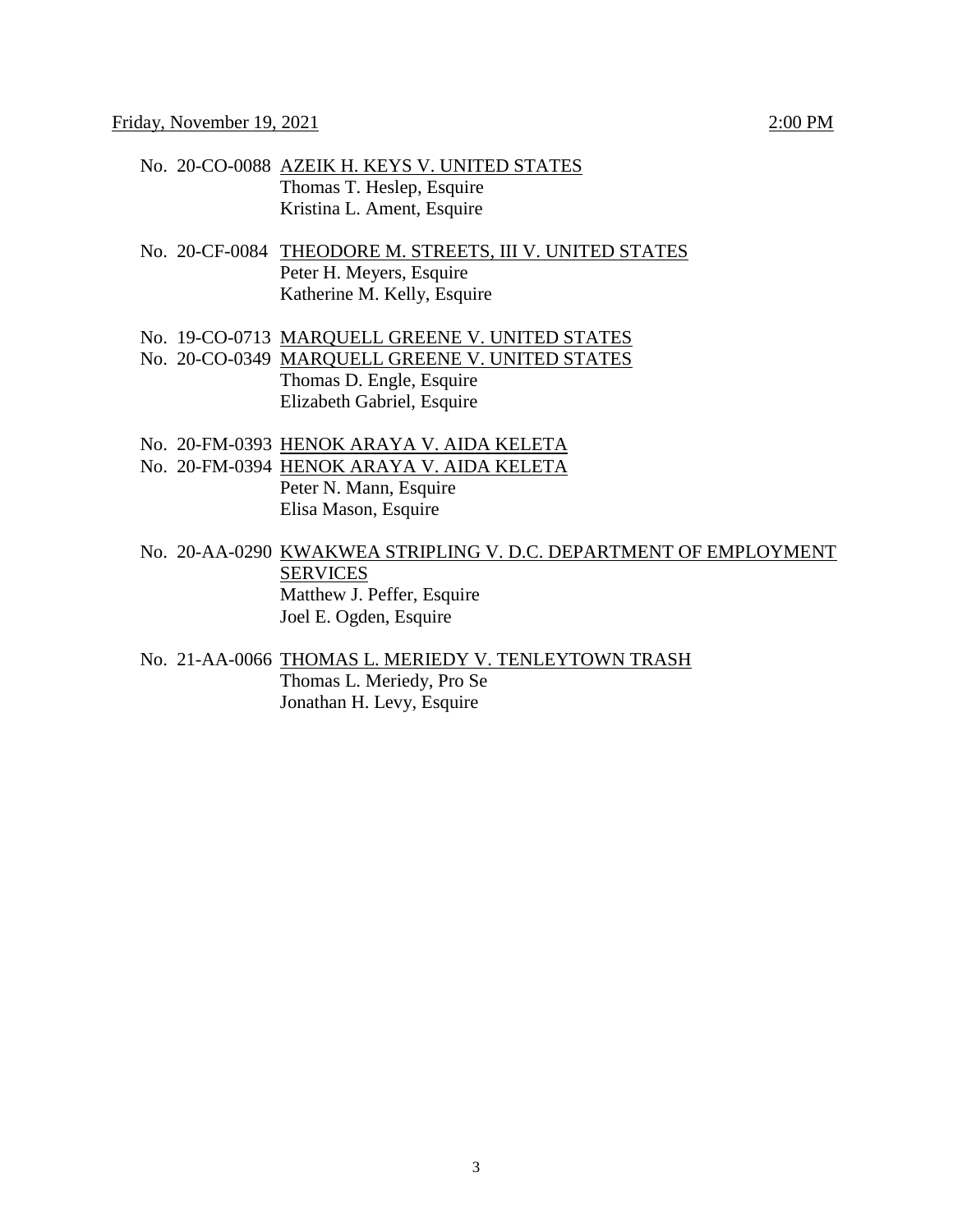Friday, November 19, 2021 2:00 PM

No. 20-CO-0088 AZEIK H. KEYS V. UNITED STATES
Thomas T. Heslep, Esquire
Kristina L. Ament, Esquire

No. 20-CF-0084 THEODORE M. STREETS, III V. UNITED STATES
Peter H. Meyers, Esquire
Katherine M. Kelly, Esquire

No. 19-CO-0713 MARQUELL GREENE V. UNITED STATES
No. 20-CO-0349 MARQUELL GREENE V. UNITED STATES
Thomas D. Engle, Esquire
Elizabeth Gabriel, Esquire

No. 20-FM-0393 HENOK ARAYA V. AIDA KELETA
No. 20-FM-0394 HENOK ARAYA V. AIDA KELETA
Peter N. Mann, Esquire
Elisa Mason, Esquire

No. 20-AA-0290 KWAKWEA STRIPLING V. D.C. DEPARTMENT OF EMPLOYMENT SERVICES
Matthew J. Peffer, Esquire
Joel E. Ogden, Esquire

No. 21-AA-0066 THOMAS L. MERIEDY V. TENLEYTOWN TRASH
Thomas L. Meriedy, Pro Se
Jonathan H. Levy, Esquire